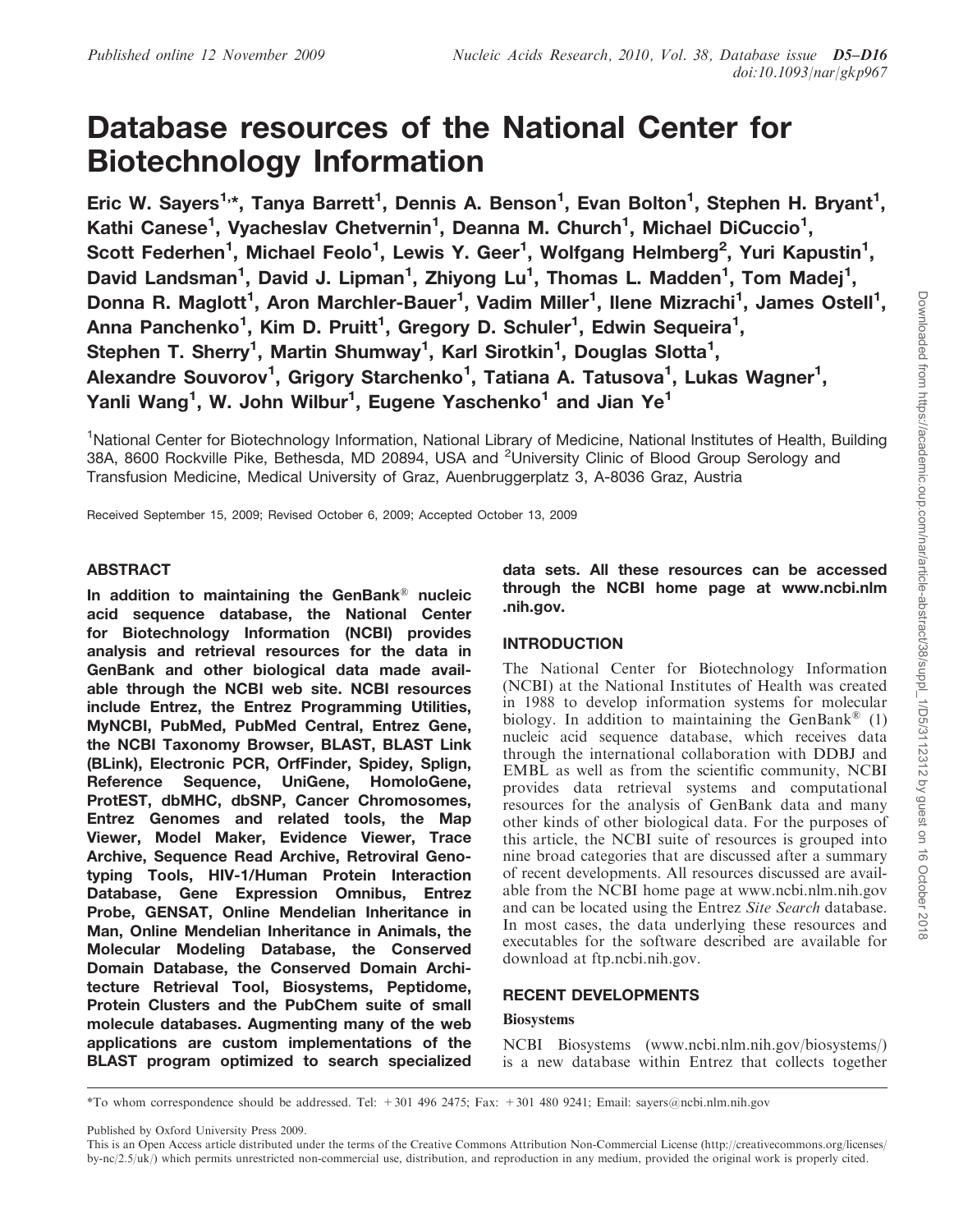# Database resources of the National Center for Biotechnology Information

Eric W. Sayers[1,*], Tanya Barrett[1], Dennis A. Benson[1], Evan Bolton[1], Stephen H. Bryant[1], Kathi Canese[1], Vyacheslav Chetvernin[1], Deanna M. Church[1], Michael DiCuccio[1], Scott Federhen[1], Michael Feolo[1], Lewis Y. Geer[1], Wolfgang Helmberg[2], Yuri Kapustin[1], David Landsman[1], David J. Lipman[1], Zhiyong Lu[1], Thomas L. Madden[1], Tom Madej[1], Donna R. Maglott[1], Aron Marchler-Bauer[1], Vadim Miller[1], Ilene Mizrachi[1], James Ostell[1], Anna Panchenko[1], Kim D. Pruitt[1], Gregory D. Schuler[1], Edwin Sequeira[1], Stephen T. Sherry[1], Martin Shumway[1], Karl Sirotkin[1], Douglas Slotta[1], Alexandre Souvorov[1], Grigory Starchenko[1], Tatiana A. Tatusova[1], Lukas Wagner[1], Yanli Wang[1], W. John Wilbur[1], Eugene Yaschenko[1] and Jian Ye[1]

[1]National Center for Biotechnology Information, National Library of Medicine, National Institutes of Health, Building 38A, 8600 Rockville Pike, Bethesda, MD 20894, USA and [2]University Clinic of Blood Group Serology and Transfusion Medicine, Medical University of Graz, Auenbruggerplatz 3, A-8036 Graz, Austria

Received September 15, 2009; Revised October 6, 2009; Accepted October 13, 2009

## ABSTRACT

**In addition to maintaining the GenBank® nucleic acid sequence database, the National Center for Biotechnology Information (NCBI) provides analysis and retrieval resources for the data in GenBank and other biological data made available through the NCBI web site. NCBI resources include Entrez, the Entrez Programming Utilities, MyNCBI, PubMed, PubMed Central, Entrez Gene, the NCBI Taxonomy Browser, BLAST, BLAST Link (BLink), Electronic PCR, OrfFinder, Spidey, Splign, Reference Sequence, UniGene, HomoloGene, ProtEST, dbMHC, dbSNP, Cancer Chromosomes, Entrez Genomes and related tools, the Map Viewer, Model Maker, Evidence Viewer, Trace Archive, Sequence Read Archive, Retroviral Genotyping Tools, HIV-1/Human Protein Interaction Database, Gene Expression Omnibus, Entrez Probe, GENSAT, Online Mendelian Inheritance in Man, Online Mendelian Inheritance in Animals, the Molecular Modeling Database, the Conserved Domain Database, the Conserved Domain Architecture Retrieval Tool, Biosystems, Peptidome, Protein Clusters and the PubChem suite of small molecule databases. Augmenting many of the web applications are custom implementations of the BLAST program optimized to search specialized data sets. All these resources can be accessed through the NCBI home page at www.ncbi.nlm.nih.gov.**

## INTRODUCTION

The National Center for Biotechnology Information (NCBI) at the National Institutes of Health was created in 1988 to develop information systems for molecular biology. In addition to maintaining the GenBank® (1) nucleic acid sequence database, which receives data through the international collaboration with DDBJ and EMBL as well as from the scientific community, NCBI provides data retrieval systems and computational resources for the analysis of GenBank data and many other kinds of other biological data. For the purposes of this article, the NCBI suite of resources is grouped into nine broad categories that are discussed after a summary of recent developments. All resources discussed are available from the NCBI home page at www.ncbi.nlm.nih.gov and can be located using the Entrez *Site Search* database. In most cases, the data underlying these resources and executables for the software described are available for download at ftp.ncbi.nlm.nih.gov.

## RECENT DEVELOPMENTS

### Biosystems

NCBI Biosystems (www.ncbi.nlm.nih.gov/biosystems/) is a new database within Entrez that collects together

*To whom correspondence should be addressed. Tel: +301 496 2475; Fax: +301 480 9241; Email: sayers@ncbi.nlm.nih.gov

Published by Oxford University Press 2009.

This is an Open Access article distributed under the terms of the Creative Commons Attribution Non-Commercial License (http://creativecommons.org/licenses/by-nc/2.5/uk/) which permits unrestricted non-commercial use, distribution, and reproduction in any medium, provided the original work is properly cited.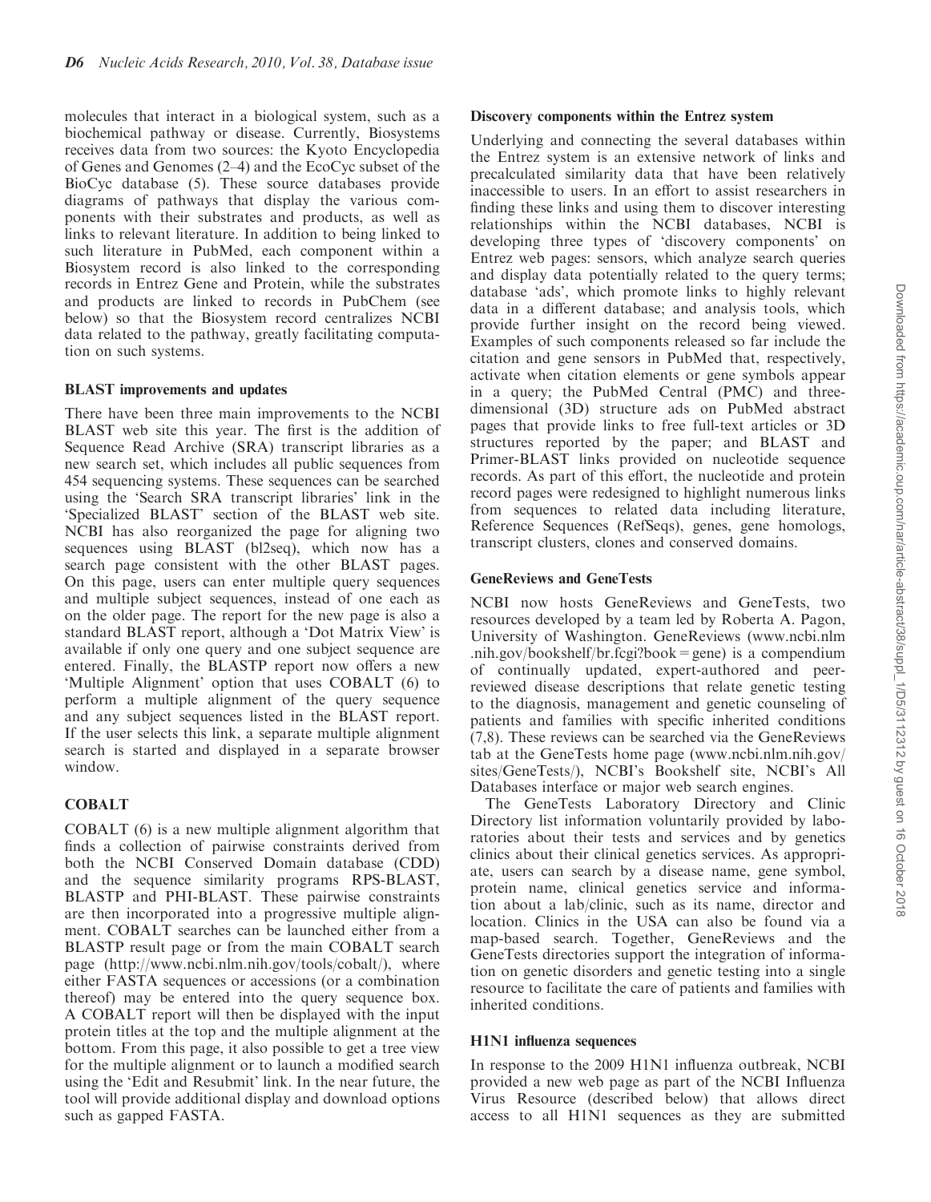molecules that interact in a biological system, such as a biochemical pathway or disease. Currently, Biosystems receives data from two sources: the Kyoto Encyclopedia of Genes and Genomes (2–4) and the EcoCyc subset of the BioCyc database (5). These source databases provide diagrams of pathways that display the various components with their substrates and products, as well as links to relevant literature. In addition to being linked to such literature in PubMed, each component within a Biosystem record is also linked to the corresponding records in Entrez Gene and Protein, while the substrates and products are linked to records in PubChem (see below) so that the Biosystem record centralizes NCBI data related to the pathway, greatly facilitating computation on such systems.

### BLAST improvements and updates

There have been three main improvements to the NCBI BLAST web site this year. The first is the addition of Sequence Read Archive (SRA) transcript libraries as a new search set, which includes all public sequences from 454 sequencing systems. These sequences can be searched using the 'Search SRA transcript libraries' link in the 'Specialized BLAST' section of the BLAST web site. NCBI has also reorganized the page for aligning two sequences using BLAST (bl2seq), which now has a search page consistent with the other BLAST pages. On this page, users can enter multiple query sequences and multiple subject sequences, instead of one each as on the older page. The report for the new page is also a standard BLAST report, although a 'Dot Matrix View' is available if only one query and one subject sequence are entered. Finally, the BLASTP report now offers a new 'Multiple Alignment' option that uses COBALT (6) to perform a multiple alignment of the query sequence and any subject sequences listed in the BLAST report. If the user selects this link, a separate multiple alignment search is started and displayed in a separate browser window.

## COBALT

COBALT (6) is a new multiple alignment algorithm that finds a collection of pairwise constraints derived from both the NCBI Conserved Domain database (CDD) and the sequence similarity programs RPS-BLAST, BLASTP and PHI-BLAST. These pairwise constraints are then incorporated into a progressive multiple alignment. COBALT searches can be launched either from a BLASTP result page or from the main COBALT search page (http://www.ncbi.nlm.nih.gov/tools/cobalt/), where either FASTA sequences or accessions (or a combination thereof) may be entered into the query sequence box. A COBALT report will then be displayed with the input protein titles at the top and the multiple alignment at the bottom. From this page, it also possible to get a tree view for the multiple alignment or to launch a modified search using the 'Edit and Resubmit' link. In the near future, the tool will provide additional display and download options such as gapped FASTA.

### Discovery components within the Entrez system

Underlying and connecting the several databases within the Entrez system is an extensive network of links and precalculated similarity data that have been relatively inaccessible to users. In an effort to assist researchers in finding these links and using them to discover interesting relationships within the NCBI databases, NCBI is developing three types of 'discovery components' on Entrez web pages: sensors, which analyze search queries and display data potentially related to the query terms; database 'ads', which promote links to highly relevant data in a different database; and analysis tools, which provide further insight on the record being viewed. Examples of such components released so far include the citation and gene sensors in PubMed that, respectively, activate when citation elements or gene symbols appear in a query; the PubMed Central (PMC) and three-dimensional (3D) structure ads on PubMed abstract pages that provide links to free full-text articles or 3D structures reported by the paper; and BLAST and Primer-BLAST links provided on nucleotide sequence records. As part of this effort, the nucleotide and protein record pages were redesigned to highlight numerous links from sequences to related data including literature, Reference Sequences (RefSeqs), genes, gene homologs, transcript clusters, clones and conserved domains.

### GeneReviews and GeneTests

NCBI now hosts GeneReviews and GeneTests, two resources developed by a team led by Roberta A. Pagon, University of Washington. GeneReviews (www.ncbi.nlm.nih.gov/bookshelf/br.fcgi?book=gene) is a compendium of continually updated, expert-authored and peer-reviewed disease descriptions that relate genetic testing to the diagnosis, management and genetic counseling of patients and families with specific inherited conditions (7,8). These reviews can be searched via the GeneReviews tab at the GeneTests home page (www.ncbi.nlm.nih.gov/sites/GeneTests/), NCBI's Bookshelf site, NCBI's All Databases interface or major web search engines.

The GeneTests Laboratory Directory and Clinic Directory list information voluntarily provided by laboratories about their tests and services and by genetics clinics about their clinical genetics services. As appropriate, users can search by a disease name, gene symbol, protein name, clinical genetics service and information about a lab/clinic, such as its name, director and location. Clinics in the USA can also be found via a map-based search. Together, GeneReviews and the GeneTests directories support the integration of information on genetic disorders and genetic testing into a single resource to facilitate the care of patients and families with inherited conditions.

### H1N1 influenza sequences

In response to the 2009 H1N1 influenza outbreak, NCBI provided a new web page as part of the NCBI Influenza Virus Resource (described below) that allows direct access to all H1N1 sequences as they are submitted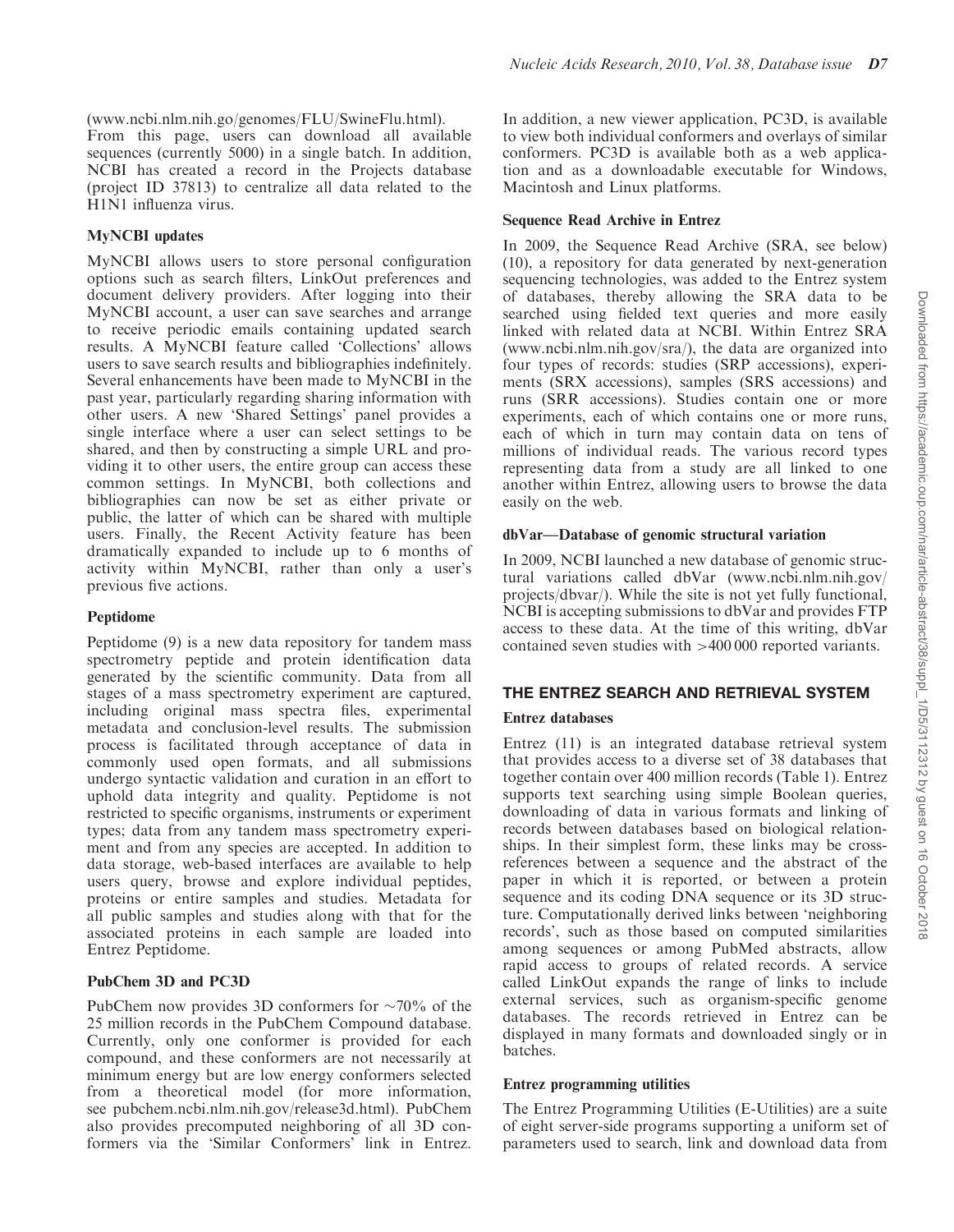(www.ncbi.nlm.nih.go/genomes/FLU/SwineFlu.html). From this page, users can download all available sequences (currently 5000) in a single batch. In addition, NCBI has created a record in the Projects database (project ID 37813) to centralize all data related to the H1N1 influenza virus.

### MyNCBI updates

MyNCBI allows users to store personal configuration options such as search filters, LinkOut preferences and document delivery providers. After logging into their MyNCBI account, a user can save searches and arrange to receive periodic emails containing updated search results. A MyNCBI feature called 'Collections' allows users to save search results and bibliographies indefinitely. Several enhancements have been made to MyNCBI in the past year, particularly regarding sharing information with other users. A new 'Shared Settings' panel provides a single interface where a user can select settings to be shared, and then by constructing a simple URL and providing it to other users, the entire group can access these common settings. In MyNCBI, both collections and bibliographies can now be set as either private or public, the latter of which can be shared with multiple users. Finally, the Recent Activity feature has been dramatically expanded to include up to 6 months of activity within MyNCBI, rather than only a user's previous five actions.

### Peptidome

Peptidome (9) is a new data repository for tandem mass spectrometry peptide and protein identification data generated by the scientific community. Data from all stages of a mass spectrometry experiment are captured, including original mass spectra files, experimental metadata and conclusion-level results. The submission process is facilitated through acceptance of data in commonly used open formats, and all submissions undergo syntactic validation and curation in an effort to uphold data integrity and quality. Peptidome is not restricted to specific organisms, instruments or experiment types; data from any tandem mass spectrometry experiment and from any species are accepted. In addition to data storage, web-based interfaces are available to help users query, browse and explore individual peptides, proteins or entire samples and studies. Metadata for all public samples and studies along with that for the associated proteins in each sample are loaded into Entrez Peptidome.

### PubChem 3D and PC3D

PubChem now provides 3D conformers for ~70% of the 25 million records in the PubChem Compound database. Currently, only one conformer is provided for each compound, and these conformers are not necessarily at minimum energy but are low energy conformers selected from a theoretical model (for more information, see pubchem.ncbi.nlm.nih.gov/release3d.html). PubChem also provides precomputed neighboring of all 3D conformers via the 'Similar Conformers' link in Entrez. In addition, a new viewer application, PC3D, is available to view both individual conformers and overlays of similar conformers. PC3D is available both as a web application and as a downloadable executable for Windows, Macintosh and Linux platforms.

### Sequence Read Archive in Entrez

In 2009, the Sequence Read Archive (SRA, see below) (10), a repository for data generated by next-generation sequencing technologies, was added to the Entrez system of databases, thereby allowing the SRA data to be searched using fielded text queries and more easily linked with related data at NCBI. Within Entrez SRA (www.ncbi.nlm.nih.gov/sra/), the data are organized into four types of records: studies (SRP accessions), experiments (SRX accessions), samples (SRS accessions) and runs (SRR accessions). Studies contain one or more experiments, each of which contains one or more runs, each of which in turn may contain data on tens of millions of individual reads. The various record types representing data from a study are all linked to one another within Entrez, allowing users to browse the data easily on the web.

### dbVar—Database of genomic structural variation

In 2009, NCBI launched a new database of genomic structural variations called dbVar (www.ncbi.nlm.nih.gov/projects/dbvar/). While the site is not yet fully functional, NCBI is accepting submissions to dbVar and provides FTP access to these data. At the time of this writing, dbVar contained seven studies with >400 000 reported variants.

## THE ENTREZ SEARCH AND RETRIEVAL SYSTEM

### Entrez databases

Entrez (11) is an integrated database retrieval system that provides access to a diverse set of 38 databases that together contain over 400 million records (Table 1). Entrez supports text searching using simple Boolean queries, downloading of data in various formats and linking of records between databases based on biological relationships. In their simplest form, these links may be cross-references between a sequence and the abstract of the paper in which it is reported, or between a protein sequence and its coding DNA sequence or its 3D structure. Computationally derived links between 'neighboring records', such as those based on computed similarities among sequences or among PubMed abstracts, allow rapid access to groups of related records. A service called LinkOut expands the range of links to include external services, such as organism-specific genome databases. The records retrieved in Entrez can be displayed in many formats and downloaded singly or in batches.

### Entrez programming utilities

The Entrez Programming Utilities (E-Utilities) are a suite of eight server-side programs supporting a uniform set of parameters used to search, link and download data from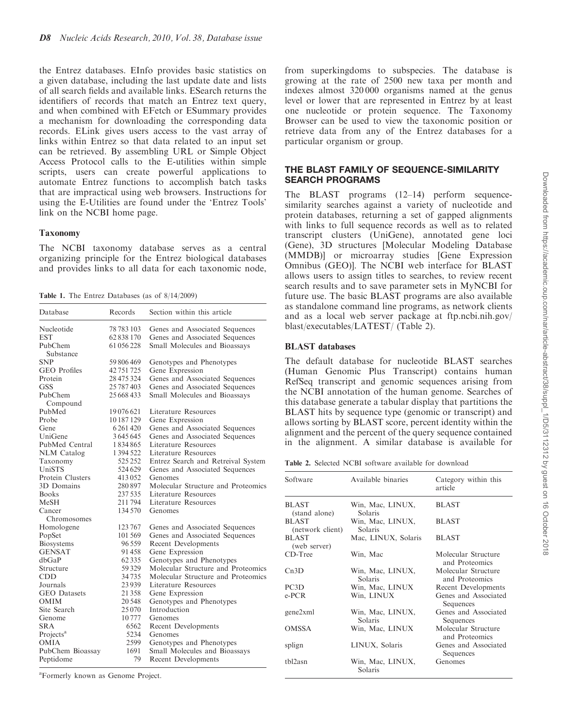the Entrez databases. EInfo provides basic statistics on a given database, including the last update date and lists of all search fields and available links. ESearch returns the identifiers of records that match an Entrez text query, and when combined with EFetch or ESummary provides a mechanism for downloading the corresponding data records. ELink gives users access to the vast array of links within Entrez so that data related to an input set can be retrieved. By assembling URL or Simple Object Access Protocol calls to the E-utilities within simple scripts, users can create powerful applications to automate Entrez functions to accomplish batch tasks that are impractical using web browsers. Instructions for using the E-Utilities are found under the 'Entrez Tools' link on the NCBI home page.

### Taxonomy

The NCBI taxonomy database serves as a central organizing principle for the Entrez biological databases and provides links to all data for each taxonomic node, from superkingdoms to subspecies. The database is growing at the rate of 2500 new taxa per month and indexes almost 320 000 organisms named at the genus level or lower that are represented in Entrez by at least one nucleotide or protein sequence. The Taxonomy Browser can be used to view the taxonomic position or retrieve data from any of the Entrez databases for a particular organism or group.

**Table 1.** The Entrez Databases (as of 8/14/2009)

| Database | Records | Section within this article |
|---|---|---|
| Nucleotide | 78 783 103 | Genes and Associated Sequences |
| EST | 62 838 170 | Genes and Associated Sequences |
| PubChem Substance | 61 056 228 | Small Molecules and Bioassays |
| SNP | 59 806 469 | Genotypes and Phenotypes |
| GEO Profiles | 42 751 725 | Gene Expression |
| Protein | 28 475 324 | Genes and Associated Sequences |
| GSS | 25 787 403 | Genes and Associated Sequences |
| PubChem Compound | 25 668 433 | Small Molecules and Bioassays |
| PubMed | 19 076 621 | Literature Resources |
| Probe | 10 187 129 | Gene Expression |
| Gene | 6 261 420 | Genes and Associated Sequences |
| UniGene | 3 645 645 | Genes and Associated Sequences |
| PubMed Central | 1 834 865 | Literature Resources |
| NLM Catalog | 1 394 522 | Literature Resources |
| Taxonomy | 525 252 | Entrez Search and Retreival System |
| UniSTS | 524 629 | Genes and Associated Sequences |
| Protein Clusters | 413 052 | Genomes |
| 3D Domains | 280 897 | Molecular Structure and Proteomics |
| Books | 237 535 | Literature Resources |
| MeSH | 211 794 | Literature Resources |
| Cancer Chromosomes | 134 570 | Genomes |
| Homologene | 123 767 | Genes and Associated Sequences |
| PopSet | 101 569 | Genes and Associated Sequences |
| Biosystems | 96 559 | Recent Developments |
| GENSAT | 91 458 | Gene Expression |
| dbGaP | 62 335 | Genotypes and Phenotypes |
| Structure | 59 329 | Molecular Structure and Proteomics |
| CDD | 34 735 | Molecular Structure and Proteomics |
| Journals | 23 939 | Literature Resources |
| GEO Datasets | 21 358 | Gene Expression |
| OMIM | 20 548 | Genotypes and Phenotypes |
| Site Search | 25 070 | Introduction |
| Genome | 10 777 | Genomes |
| SRA | 6562 | Recent Developments |
| Projects[a] | 5234 | Genomes |
| OMIA | 2599 | Genotypes and Phenotypes |
| PubChem Bioassay | 1691 | Small Molecules and Bioassays |
| Peptidome | 79 | Recent Developments |

[a]Formerly known as Genome Project.

## THE BLAST FAMILY OF SEQUENCE-SIMILARITY SEARCH PROGRAMS

The BLAST programs (12–14) perform sequence-similarity searches against a variety of nucleotide and protein databases, returning a set of gapped alignments with links to full sequence records as well as to related transcript clusters (UniGene), annotated gene loci (Gene), 3D structures [Molecular Modeling Database (MMDB)] or microarray studies [Gene Expression Omnibus (GEO)]. The NCBI web interface for BLAST allows users to assign titles to searches, to review recent search results and to save parameter sets in MyNCBI for future use. The basic BLAST programs are also available as standalone command line programs, as network clients and as a local web server package at ftp.ncbi.nih.gov/blast/executables/LATEST/ (Table 2).

### BLAST databases

The default database for nucleotide BLAST searches (Human Genomic Plus Transcript) contains human RefSeq transcript and genomic sequences arising from the NCBI annotation of the human genome. Searches of this database generate a tabular display that partitions the BLAST hits by sequence type (genomic or transcript) and allows sorting by BLAST score, percent identity within the alignment and the percent of the query sequence contained in the alignment. A similar database is available for

**Table 2.** Selected NCBI software available for download

| Software | Available binaries | Category within this article |
|---|---|---|
| BLAST (stand alone) | Win, Mac, LINUX, Solaris | BLAST |
| BLAST (network client) | Win, Mac, LINUX, Solaris | BLAST |
| BLAST (web server) | Mac, LINUX, Solaris | BLAST |
| CD-Tree | Win, Mac | Molecular Structure and Proteomics |
| Cn3D | Win, Mac, LINUX, Solaris | Molecular Structure and Proteomics |
| PC3D | Win, Mac, LINUX | Recent Developments |
| e-PCR | Win, LINUX | Genes and Associated Sequences |
| gene2xml | Win, Mac, LINUX, Solaris | Genes and Associated Sequences |
| OMSSA | Win, Mac, LINUX | Molecular Structure and Proteomics |
| splign | LINUX, Solaris | Genes and Associated Sequences |
| tbl2asn | Win, Mac, LINUX, Solaris | Genomes |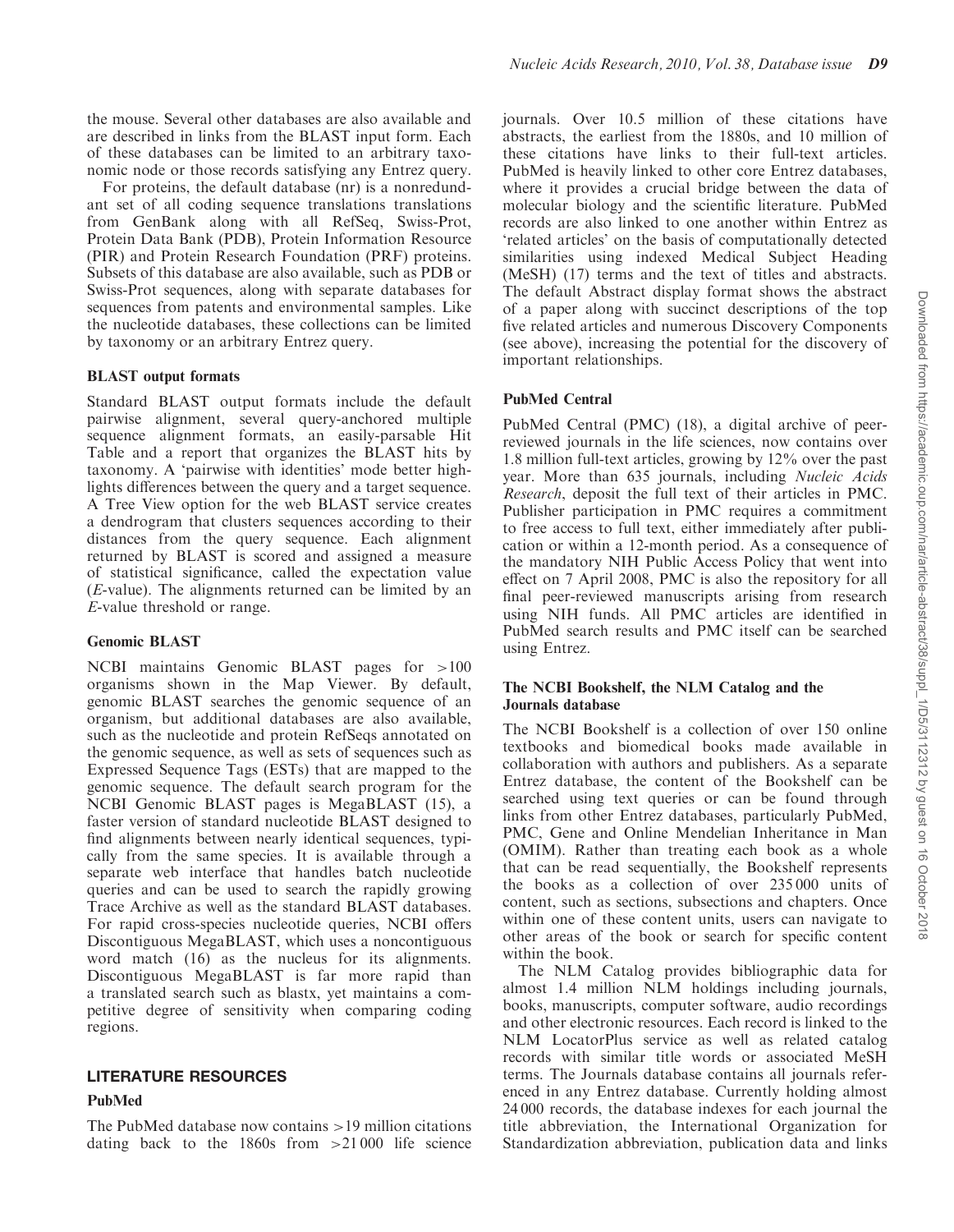the mouse. Several other databases are also available and are described in links from the BLAST input form. Each of these databases can be limited to an arbitrary taxonomic node or those records satisfying any Entrez query.

For proteins, the default database (nr) is a nonredundant set of all coding sequence translations translations from GenBank along with all RefSeq, Swiss-Prot, Protein Data Bank (PDB), Protein Information Resource (PIR) and Protein Research Foundation (PRF) proteins. Subsets of this database are also available, such as PDB or Swiss-Prot sequences, along with separate databases for sequences from patents and environmental samples. Like the nucleotide databases, these collections can be limited by taxonomy or an arbitrary Entrez query.

### BLAST output formats

Standard BLAST output formats include the default pairwise alignment, several query-anchored multiple sequence alignment formats, an easily-parsable Hit Table and a report that organizes the BLAST hits by taxonomy. A 'pairwise with identities' mode better highlights differences between the query and a target sequence. A Tree View option for the web BLAST service creates a dendrogram that clusters sequences according to their distances from the query sequence. Each alignment returned by BLAST is scored and assigned a measure of statistical significance, called the expectation value (*E*-value). The alignments returned can be limited by an *E*-value threshold or range.

### Genomic BLAST

NCBI maintains Genomic BLAST pages for >100 organisms shown in the Map Viewer. By default, genomic BLAST searches the genomic sequence of an organism, but additional databases are also available, such as the nucleotide and protein RefSeqs annotated on the genomic sequence, as well as sets of sequences such as Expressed Sequence Tags (ESTs) that are mapped to the genomic sequence. The default search program for the NCBI Genomic BLAST pages is MegaBLAST (15), a faster version of standard nucleotide BLAST designed to find alignments between nearly identical sequences, typically from the same species. It is available through a separate web interface that handles batch nucleotide queries and can be used to search the rapidly growing Trace Archive as well as the standard BLAST databases. For rapid cross-species nucleotide queries, NCBI offers Discontiguous MegaBLAST, which uses a noncontiguous word match (16) as the nucleus for its alignments. Discontiguous MegaBLAST is far more rapid than a translated search such as blastx, yet maintains a competitive degree of sensitivity when comparing coding regions.

## LITERATURE RESOURCES

### PubMed

The PubMed database now contains >19 million citations dating back to the 1860s from >21 000 life science journals. Over 10.5 million of these citations have abstracts, the earliest from the 1880s, and 10 million of these citations have links to their full-text articles. PubMed is heavily linked to other core Entrez databases, where it provides a crucial bridge between the data of molecular biology and the scientific literature. PubMed records are also linked to one another within Entrez as 'related articles' on the basis of computationally detected similarities using indexed Medical Subject Heading (MeSH) (17) terms and the text of titles and abstracts. The default Abstract display format shows the abstract of a paper along with succinct descriptions of the top five related articles and numerous Discovery Components (see above), increasing the potential for the discovery of important relationships.

### PubMed Central

PubMed Central (PMC) (18), a digital archive of peer-reviewed journals in the life sciences, now contains over 1.8 million full-text articles, growing by 12% over the past year. More than 635 journals, including *Nucleic Acids Research*, deposit the full text of their articles in PMC. Publisher participation in PMC requires a commitment to free access to full text, either immediately after publication or within a 12-month period. As a consequence of the mandatory NIH Public Access Policy that went into effect on 7 April 2008, PMC is also the repository for all final peer-reviewed manuscripts arising from research using NIH funds. All PMC articles are identified in PubMed search results and PMC itself can be searched using Entrez.

### The NCBI Bookshelf, the NLM Catalog and the Journals database

The NCBI Bookshelf is a collection of over 150 online textbooks and biomedical books made available in collaboration with authors and publishers. As a separate Entrez database, the content of the Bookshelf can be searched using text queries or can be found through links from other Entrez databases, particularly PubMed, PMC, Gene and Online Mendelian Inheritance in Man (OMIM). Rather than treating each book as a whole that can be read sequentially, the Bookshelf represents the books as a collection of over 235 000 units of content, such as sections, subsections and chapters. Once within one of these content units, users can navigate to other areas of the book or search for specific content within the book.

The NLM Catalog provides bibliographic data for almost 1.4 million NLM holdings including journals, books, manuscripts, computer software, audio recordings and other electronic resources. Each record is linked to the NLM LocatorPlus service as well as related catalog records with similar title words or associated MeSH terms. The Journals database contains all journals referenced in any Entrez database. Currently holding almost 24 000 records, the database indexes for each journal the title abbreviation, the International Organization for Standardization abbreviation, publication data and links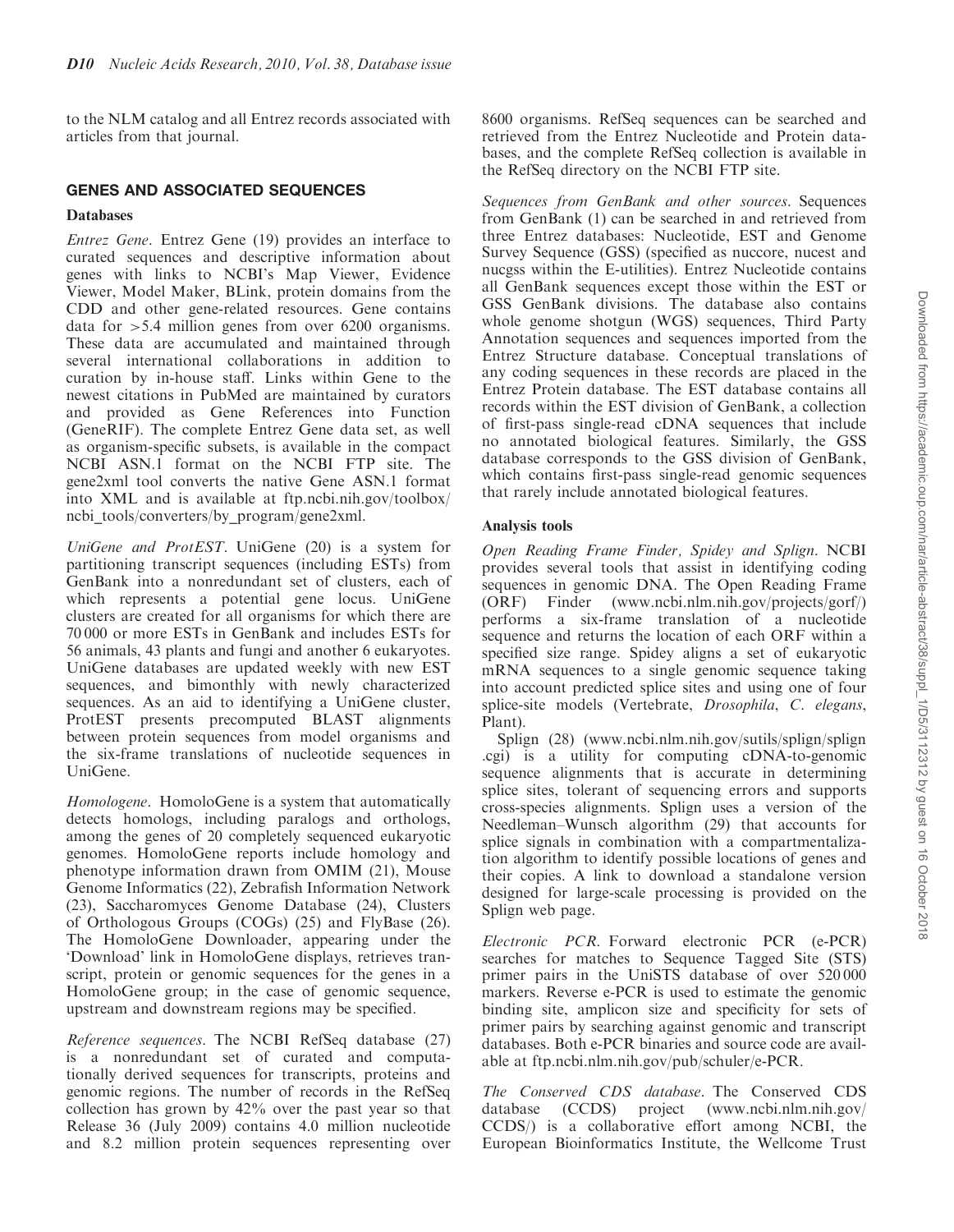to the NLM catalog and all Entrez records associated with articles from that journal.

## GENES AND ASSOCIATED SEQUENCES

### Databases

*Entrez Gene*. Entrez Gene (19) provides an interface to curated sequences and descriptive information about genes with links to NCBI's Map Viewer, Evidence Viewer, Model Maker, BLink, protein domains from the CDD and other gene-related resources. Gene contains data for >5.4 million genes from over 6200 organisms. These data are accumulated and maintained through several international collaborations in addition to curation by in-house staff. Links within Gene to the newest citations in PubMed are maintained by curators and provided as Gene References into Function (GeneRIF). The complete Entrez Gene data set, as well as organism-specific subsets, is available in the compact NCBI ASN.1 format on the NCBI FTP site. The gene2xml tool converts the native Gene ASN.1 format into XML and is available at ftp.ncbi.nih.gov/toolbox/ncbi_tools/converters/by_program/gene2xml.

*UniGene and ProtEST*. UniGene (20) is a system for partitioning transcript sequences (including ESTs) from GenBank into a nonredundant set of clusters, each of which represents a potential gene locus. UniGene clusters are created for all organisms for which there are 70 000 or more ESTs in GenBank and includes ESTs for 56 animals, 43 plants and fungi and another 6 eukaryotes. UniGene databases are updated weekly with new EST sequences, and bimonthly with newly characterized sequences. As an aid to identifying a UniGene cluster, ProtEST presents precomputed BLAST alignments between protein sequences from model organisms and the six-frame translations of nucleotide sequences in UniGene.

*Homologene*. HomoloGene is a system that automatically detects homologs, including paralogs and orthologs, among the genes of 20 completely sequenced eukaryotic genomes. HomoloGene reports include homology and phenotype information drawn from OMIM (21), Mouse Genome Informatics (22), Zebrafish Information Network (23), Saccharomyces Genome Database (24), Clusters of Orthologous Groups (COGs) (25) and FlyBase (26). The HomoloGene Downloader, appearing under the 'Download' link in HomoloGene displays, retrieves transcript, protein or genomic sequences for the genes in a HomoloGene group; in the case of genomic sequence, upstream and downstream regions may be specified.

*Reference sequences*. The NCBI RefSeq database (27) is a nonredundant set of curated and computationally derived sequences for transcripts, proteins and genomic regions. The number of records in the RefSeq collection has grown by 42% over the past year so that Release 36 (July 2009) contains 4.0 million nucleotide and 8.2 million protein sequences representing over 8600 organisms. RefSeq sequences can be searched and retrieved from the Entrez Nucleotide and Protein databases, and the complete RefSeq collection is available in the RefSeq directory on the NCBI FTP site.

*Sequences from GenBank and other sources*. Sequences from GenBank (1) can be searched in and retrieved from three Entrez databases: Nucleotide, EST and Genome Survey Sequence (GSS) (specified as nuccore, nucest and nucgss within the E-utilities). Entrez Nucleotide contains all GenBank sequences except those within the EST or GSS GenBank divisions. The database also contains whole genome shotgun (WGS) sequences, Third Party Annotation sequences and sequences imported from the Entrez Structure database. Conceptual translations of any coding sequences in these records are placed in the Entrez Protein database. The EST database contains all records within the EST division of GenBank, a collection of first-pass single-read cDNA sequences that include no annotated biological features. Similarly, the GSS database corresponds to the GSS division of GenBank, which contains first-pass single-read genomic sequences that rarely include annotated biological features.

### Analysis tools

*Open Reading Frame Finder, Spidey and Splign*. NCBI provides several tools that assist in identifying coding sequences in genomic DNA. The Open Reading Frame (ORF) Finder (www.ncbi.nlm.nih.gov/projects/gorf/) performs a six-frame translation of a nucleotide sequence and returns the location of each ORF within a specified size range. Spidey aligns a set of eukaryotic mRNA sequences to a single genomic sequence taking into account predicted splice sites and using one of four splice-site models (Vertebrate, *Drosophila*, *C. elegans*, Plant).

Splign (28) (www.ncbi.nlm.nih.gov/sutils/splign/splign.cgi) is a utility for computing cDNA-to-genomic sequence alignments that is accurate in determining splice sites, tolerant of sequencing errors and supports cross-species alignments. Splign uses a version of the Needleman–Wunsch algorithm (29) that accounts for splice signals in combination with a compartmentalization algorithm to identify possible locations of genes and their copies. A link to download a standalone version designed for large-scale processing is provided on the Splign web page.

*Electronic PCR*. Forward electronic PCR (e-PCR) searches for matches to Sequence Tagged Site (STS) primer pairs in the UniSTS database of over 520 000 markers. Reverse e-PCR is used to estimate the genomic binding site, amplicon size and specificity for sets of primer pairs by searching against genomic and transcript databases. Both e-PCR binaries and source code are available at ftp.ncbi.nlm.nih.gov/pub/schuler/e-PCR.

*The Conserved CDS database*. The Conserved CDS database (CCDS) project (www.ncbi.nlm.nih.gov/CCDS/) is a collaborative effort among NCBI, the European Bioinformatics Institute, the Wellcome Trust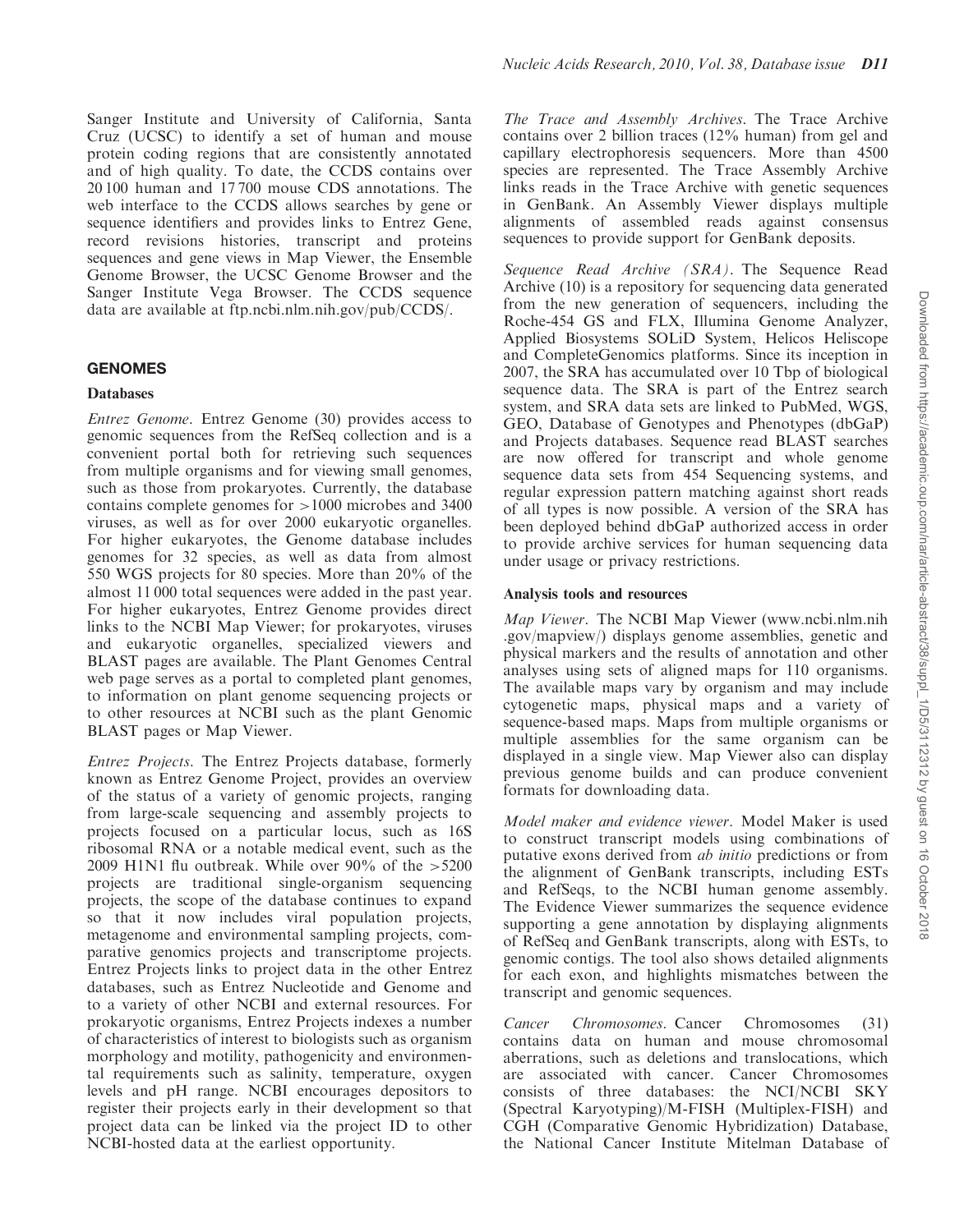Sanger Institute and University of California, Santa Cruz (UCSC) to identify a set of human and mouse protein coding regions that are consistently annotated and of high quality. To date, the CCDS contains over 20 100 human and 17 700 mouse CDS annotations. The web interface to the CCDS allows searches by gene or sequence identifiers and provides links to Entrez Gene, record revisions histories, transcript and proteins sequences and gene views in Map Viewer, the Ensemble Genome Browser, the UCSC Genome Browser and the Sanger Institute Vega Browser. The CCDS sequence data are available at ftp.ncbi.nlm.nih.gov/pub/CCDS/.

## GENOMES

### Databases

*Entrez Genome*. Entrez Genome (30) provides access to genomic sequences from the RefSeq collection and is a convenient portal both for retrieving such sequences from multiple organisms and for viewing small genomes, such as those from prokaryotes. Currently, the database contains complete genomes for >1000 microbes and 3400 viruses, as well as for over 2000 eukaryotic organelles. For higher eukaryotes, the Genome database includes genomes for 32 species, as well as data from almost 550 WGS projects for 80 species. More than 20% of the almost 11 000 total sequences were added in the past year. For higher eukaryotes, Entrez Genome provides direct links to the NCBI Map Viewer; for prokaryotes, viruses and eukaryotic organelles, specialized viewers and BLAST pages are available. The Plant Genomes Central web page serves as a portal to completed plant genomes, to information on plant genome sequencing projects or to other resources at NCBI such as the plant Genomic BLAST pages or Map Viewer.

*Entrez Projects*. The Entrez Projects database, formerly known as Entrez Genome Project, provides an overview of the status of a variety of genomic projects, ranging from large-scale sequencing and assembly projects to projects focused on a particular locus, such as 16S ribosomal RNA or a notable medical event, such as the 2009 H1N1 flu outbreak. While over 90% of the >5200 projects are traditional single-organism sequencing projects, the scope of the database continues to expand so that it now includes viral population projects, metagenome and environmental sampling projects, comparative genomics projects and transcriptome projects. Entrez Projects links to project data in the other Entrez databases, such as Entrez Nucleotide and Genome and to a variety of other NCBI and external resources. For prokaryotic organisms, Entrez Projects indexes a number of characteristics of interest to biologists such as organism morphology and motility, pathogenicity and environmental requirements such as salinity, temperature, oxygen levels and pH range. NCBI encourages depositors to register their projects early in their development so that project data can be linked via the project ID to other NCBI-hosted data at the earliest opportunity.

*The Trace and Assembly Archives*. The Trace Archive contains over 2 billion traces (12% human) from gel and capillary electrophoresis sequencers. More than 4500 species are represented. The Trace Assembly Archive links reads in the Trace Archive with genetic sequences in GenBank. An Assembly Viewer displays multiple alignments of assembled reads against consensus sequences to provide support for GenBank deposits.

*Sequence Read Archive (SRA)*. The Sequence Read Archive (10) is a repository for sequencing data generated from the new generation of sequencers, including the Roche-454 GS and FLX, Illumina Genome Analyzer, Applied Biosystems SOLiD System, Helicos Heliscope and CompleteGenomics platforms. Since its inception in 2007, the SRA has accumulated over 10 Tbp of biological sequence data. The SRA is part of the Entrez search system, and SRA data sets are linked to PubMed, WGS, GEO, Database of Genotypes and Phenotypes (dbGaP) and Projects databases. Sequence read BLAST searches are now offered for transcript and whole genome sequence data sets from 454 Sequencing systems, and regular expression pattern matching against short reads of all types is now possible. A version of the SRA has been deployed behind dbGaP authorized access in order to provide archive services for human sequencing data under usage or privacy restrictions.

### Analysis tools and resources

*Map Viewer*. The NCBI Map Viewer (www.ncbi.nlm.nih.gov/mapview/) displays genome assemblies, genetic and physical markers and the results of annotation and other analyses using sets of aligned maps for 110 organisms. The available maps vary by organism and may include cytogenetic maps, physical maps and a variety of sequence-based maps. Maps from multiple organisms or multiple assemblies for the same organism can be displayed in a single view. Map Viewer also can display previous genome builds and can produce convenient formats for downloading data.

*Model maker and evidence viewer*. Model Maker is used to construct transcript models using combinations of putative exons derived from *ab initio* predictions or from the alignment of GenBank transcripts, including ESTs and RefSeqs, to the NCBI human genome assembly. The Evidence Viewer summarizes the sequence evidence supporting a gene annotation by displaying alignments of RefSeq and GenBank transcripts, along with ESTs, to genomic contigs. The tool also shows detailed alignments for each exon, and highlights mismatches between the transcript and genomic sequences.

*Cancer Chromosomes*. Cancer Chromosomes (31) contains data on human and mouse chromosomal aberrations, such as deletions and translocations, which are associated with cancer. Cancer Chromosomes consists of three databases: the NCI/NCBI SKY (Spectral Karyotyping)/M-FISH (Multiplex-FISH) and CGH (Comparative Genomic Hybridization) Database, the National Cancer Institute Mitelman Database of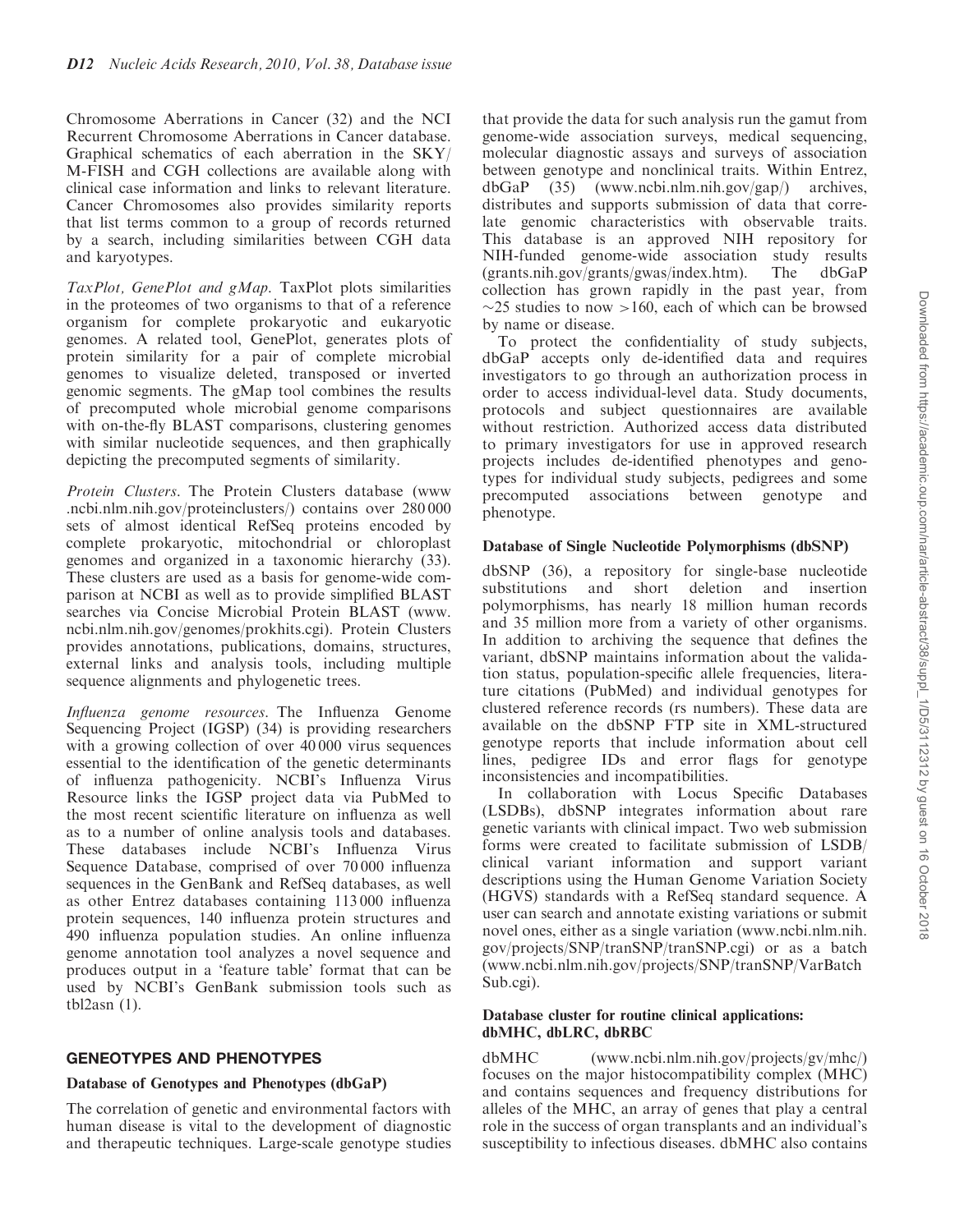Chromosome Aberrations in Cancer (32) and the NCI Recurrent Chromosome Aberrations in Cancer database. Graphical schematics of each aberration in the SKY/M-FISH and CGH collections are available along with clinical case information and links to relevant literature. Cancer Chromosomes also provides similarity reports that list terms common to a group of records returned by a search, including similarities between CGH data and karyotypes.

*TaxPlot, GenePlot and gMap*. TaxPlot plots similarities in the proteomes of two organisms to that of a reference organism for complete prokaryotic and eukaryotic genomes. A related tool, GenePlot, generates plots of protein similarity for a pair of complete microbial genomes to visualize deleted, transposed or inverted genomic segments. The gMap tool combines the results of precomputed whole microbial genome comparisons with on-the-fly BLAST comparisons, clustering genomes with similar nucleotide sequences, and then graphically depicting the precomputed segments of similarity.

*Protein Clusters*. The Protein Clusters database (www.ncbi.nlm.nih.gov/proteinclusters/) contains over 280 000 sets of almost identical RefSeq proteins encoded by complete prokaryotic, mitochondrial or chloroplast genomes and organized in a taxonomic hierarchy (33). These clusters are used as a basis for genome-wide comparison at NCBI as well as to provide simplified BLAST searches via Concise Microbial Protein BLAST (www.ncbi.nlm.nih.gov/genomes/prokhits.cgi). Protein Clusters provides annotations, publications, domains, structures, external links and analysis tools, including multiple sequence alignments and phylogenetic trees.

*Influenza genome resources*. The Influenza Genome Sequencing Project (IGSP) (34) is providing researchers with a growing collection of over 40 000 virus sequences essential to the identification of the genetic determinants of influenza pathogenicity. NCBI's Influenza Virus Resource links the IGSP project data via PubMed to the most recent scientific literature on influenza as well as to a number of online analysis tools and databases. These databases include NCBI's Influenza Virus Sequence Database, comprised of over 70 000 influenza sequences in the GenBank and RefSeq databases, as well as other Entrez databases containing 113 000 influenza protein sequences, 140 influenza protein structures and 490 influenza population studies. An online influenza genome annotation tool analyzes a novel sequence and produces output in a 'feature table' format that can be used by NCBI's GenBank submission tools such as tbl2asn (1).

## GENEOTYPES AND PHENOTYPES

### Database of Genotypes and Phenotypes (dbGaP)

The correlation of genetic and environmental factors with human disease is vital to the development of diagnostic and therapeutic techniques. Large-scale genotype studies that provide the data for such analysis run the gamut from genome-wide association surveys, medical sequencing, molecular diagnostic assays and surveys of association between genotype and nonclinical traits. Within Entrez, dbGaP (35) (www.ncbi.nlm.nih.gov/gap/) archives, distributes and supports submission of data that correlate genomic characteristics with observable traits. This database is an approved NIH repository for NIH-funded genome-wide association study results (grants.nih.gov/grants/gwas/index.htm). The dbGaP collection has grown rapidly in the past year, from ~25 studies to now >160, each of which can be browsed by name or disease.

To protect the confidentiality of study subjects, dbGaP accepts only de-identified data and requires investigators to go through an authorization process in order to access individual-level data. Study documents, protocols and subject questionnaires are available without restriction. Authorized access data distributed to primary investigators for use in approved research projects includes de-identified phenotypes and genotypes for individual study subjects, pedigrees and some precomputed associations between genotype and phenotype.

### Database of Single Nucleotide Polymorphisms (dbSNP)

dbSNP (36), a repository for single-base nucleotide substitutions and short deletion and insertion polymorphisms, has nearly 18 million human records and 35 million more from a variety of other organisms. In addition to archiving the sequence that defines the variant, dbSNP maintains information about the validation status, population-specific allele frequencies, literature citations (PubMed) and individual genotypes for clustered reference records (rs numbers). These data are available on the dbSNP FTP site in XML-structured genotype reports that include information about cell lines, pedigree IDs and error flags for genotype inconsistencies and incompatibilities.

In collaboration with Locus Specific Databases (LSDBs), dbSNP integrates information about rare genetic variants with clinical impact. Two web submission forms were created to facilitate submission of LSDB/clinical variant information and support variant descriptions using the Human Genome Variation Society (HGVS) standards with a RefSeq standard sequence. A user can search and annotate existing variations or submit novel ones, either as a single variation (www.ncbi.nlm.nih.gov/projects/SNP/tranSNP/tranSNP.cgi) or as a batch (www.ncbi.nlm.nih.gov/projects/SNP/tranSNP/VarBatchSub.cgi).

### Database cluster for routine clinical applications: dbMHC, dbLRC, dbRBC

dbMHC (www.ncbi.nlm.nih.gov/projects/gv/mhc/) focuses on the major histocompatibility complex (MHC) and contains sequences and frequency distributions for alleles of the MHC, an array of genes that play a central role in the success of organ transplants and an individual's susceptibility to infectious diseases. dbMHC also contains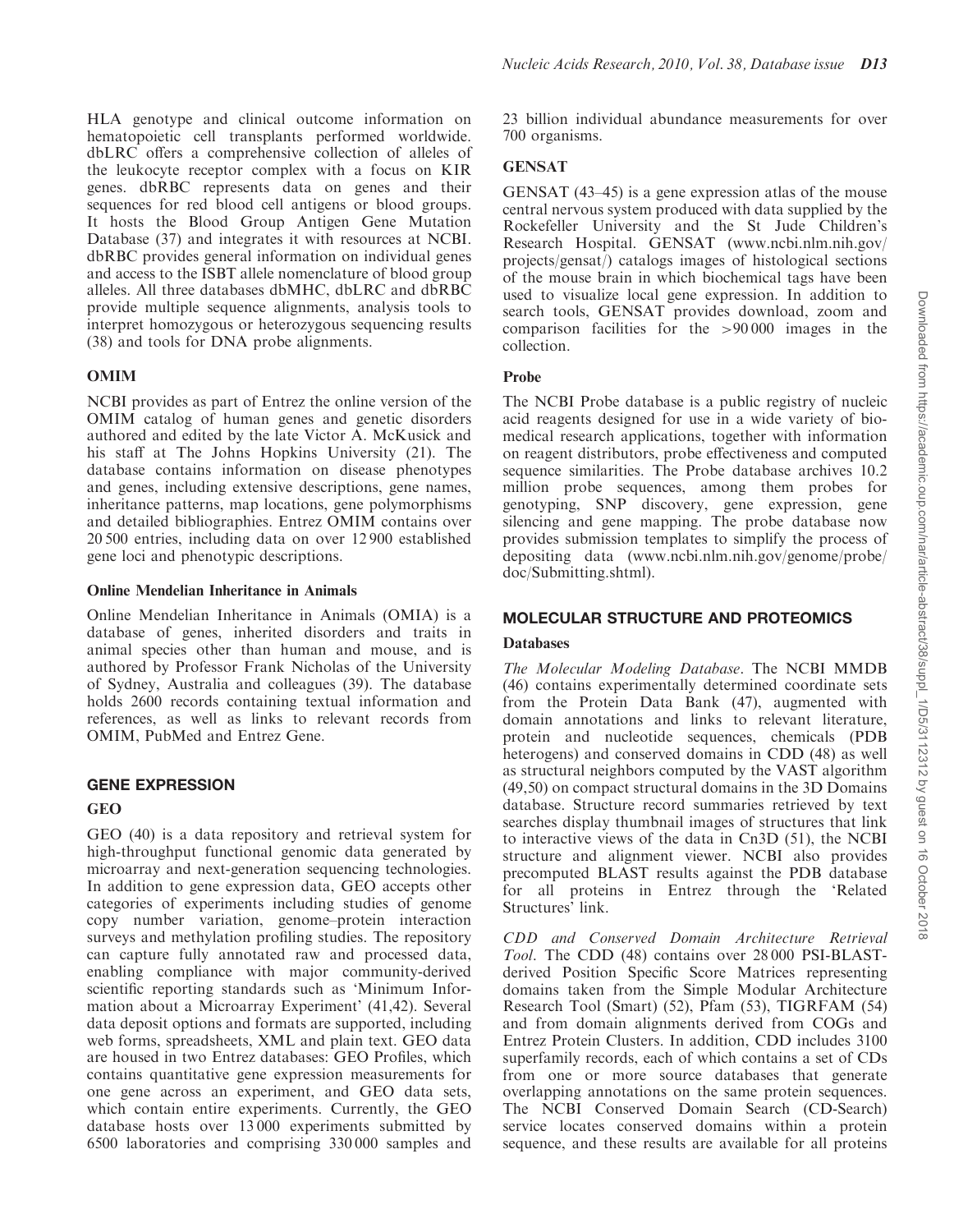HLA genotype and clinical outcome information on hematopoietic cell transplants performed worldwide. dbLRC offers a comprehensive collection of alleles of the leukocyte receptor complex with a focus on KIR genes. dbRBC represents data on genes and their sequences for red blood cell antigens or blood groups. It hosts the Blood Group Antigen Gene Mutation Database (37) and integrates it with resources at NCBI. dbRBC provides general information on individual genes and access to the ISBT allele nomenclature of blood group alleles. All three databases dbMHC, dbLRC and dbRBC provide multiple sequence alignments, analysis tools to interpret homozygous or heterozygous sequencing results (38) and tools for DNA probe alignments.

### OMIM

NCBI provides as part of Entrez the online version of the OMIM catalog of human genes and genetic disorders authored and edited by the late Victor A. McKusick and his staff at The Johns Hopkins University (21). The database contains information on disease phenotypes and genes, including extensive descriptions, gene names, inheritance patterns, map locations, gene polymorphisms and detailed bibliographies. Entrez OMIM contains over 20 500 entries, including data on over 12 900 established gene loci and phenotypic descriptions.

#### Online Mendelian Inheritance in Animals

Online Mendelian Inheritance in Animals (OMIA) is a database of genes, inherited disorders and traits in animal species other than human and mouse, and is authored by Professor Frank Nicholas of the University of Sydney, Australia and colleagues (39). The database holds 2600 records containing textual information and references, as well as links to relevant records from OMIM, PubMed and Entrez Gene.

## GENE EXPRESSION

### GEO

GEO (40) is a data repository and retrieval system for high-throughput functional genomic data generated by microarray and next-generation sequencing technologies. In addition to gene expression data, GEO accepts other categories of experiments including studies of genome copy number variation, genome–protein interaction surveys and methylation profiling studies. The repository can capture fully annotated raw and processed data, enabling compliance with major community-derived scientific reporting standards such as 'Minimum Information about a Microarray Experiment' (41,42). Several data deposit options and formats are supported, including web forms, spreadsheets, XML and plain text. GEO data are housed in two Entrez databases: GEO Profiles, which contains quantitative gene expression measurements for one gene across an experiment, and GEO data sets, which contain entire experiments. Currently, the GEO database hosts over 13 000 experiments submitted by 6500 laboratories and comprising 330 000 samples and 23 billion individual abundance measurements for over 700 organisms.

### GENSAT

GENSAT (43–45) is a gene expression atlas of the mouse central nervous system produced with data supplied by the Rockefeller University and the St Jude Children's Research Hospital. GENSAT (www.ncbi.nlm.nih.gov/projects/gensat/) catalogs images of histological sections of the mouse brain in which biochemical tags have been used to visualize local gene expression. In addition to search tools, GENSAT provides download, zoom and comparison facilities for the >90 000 images in the collection.

### Probe

The NCBI Probe database is a public registry of nucleic acid reagents designed for use in a wide variety of biomedical research applications, together with information on reagent distributors, probe effectiveness and computed sequence similarities. The Probe database archives 10.2 million probe sequences, among them probes for genotyping, SNP discovery, gene expression, gene silencing and gene mapping. The probe database now provides submission templates to simplify the process of depositing data (www.ncbi.nlm.nih.gov/genome/probe/doc/Submitting.shtml).

## MOLECULAR STRUCTURE AND PROTEOMICS

### Databases

*The Molecular Modeling Database*. The NCBI MMDB (46) contains experimentally determined coordinate sets from the Protein Data Bank (47), augmented with domain annotations and links to relevant literature, protein and nucleotide sequences, chemicals (PDB heterogens) and conserved domains in CDD (48) as well as structural neighbors computed by the VAST algorithm (49,50) on compact structural domains in the 3D Domains database. Structure record summaries retrieved by text searches display thumbnail images of structures that link to interactive views of the data in Cn3D (51), the NCBI structure and alignment viewer. NCBI also provides precomputed BLAST results against the PDB database for all proteins in Entrez through the 'Related Structures' link.

*CDD and Conserved Domain Architecture Retrieval Tool*. The CDD (48) contains over 28 000 PSI-BLAST-derived Position Specific Score Matrices representing domains taken from the Simple Modular Architecture Research Tool (Smart) (52), Pfam (53), TIGRFAM (54) and from domain alignments derived from COGs and Entrez Protein Clusters. In addition, CDD includes 3100 superfamily records, each of which contains a set of CDs from one or more source databases that generate overlapping annotations on the same protein sequences. The NCBI Conserved Domain Search (CD-Search) service locates conserved domains within a protein sequence, and these results are available for all proteins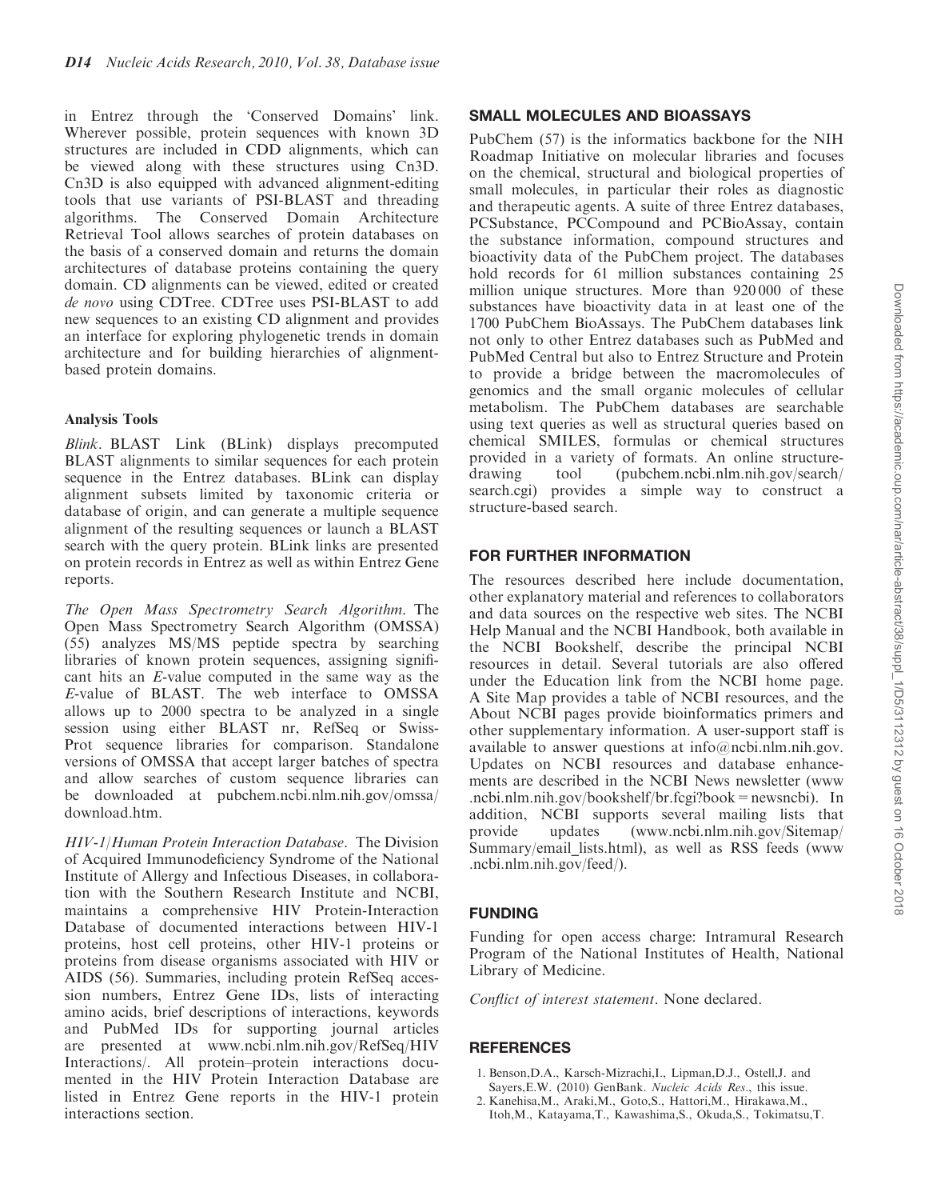in Entrez through the 'Conserved Domains' link. Wherever possible, protein sequences with known 3D structures are included in CDD alignments, which can be viewed along with these structures using Cn3D. Cn3D is also equipped with advanced alignment-editing tools that use variants of PSI-BLAST and threading algorithms. The Conserved Domain Architecture Retrieval Tool allows searches of protein databases on the basis of a conserved domain and returns the domain architectures of database proteins containing the query domain. CD alignments can be viewed, edited or created *de novo* using CDTree. CDTree uses PSI-BLAST to add new sequences to an existing CD alignment and provides an interface for exploring phylogenetic trends in domain architecture and for building hierarchies of alignment-based protein domains.

### Analysis Tools

*Blink*. BLAST Link (BLink) displays precomputed BLAST alignments to similar sequences for each protein sequence in the Entrez databases. BLink can display alignment subsets limited by taxonomic criteria or database of origin, and can generate a multiple sequence alignment of the resulting sequences or launch a BLAST search with the query protein. BLink links are presented on protein records in Entrez as well as within Entrez Gene reports.

*The Open Mass Spectrometry Search Algorithm*. The Open Mass Spectrometry Search Algorithm (OMSSA) (55) analyzes MS/MS peptide spectra by searching libraries of known protein sequences, assigning significant hits an *E*-value computed in the same way as the *E*-value of BLAST. The web interface to OMSSA allows up to 2000 spectra to be analyzed in a single session using either BLAST nr, RefSeq or Swiss-Prot sequence libraries for comparison. Standalone versions of OMSSA that accept larger batches of spectra and allow searches of custom sequence libraries can be downloaded at pubchem.ncbi.nlm.nih.gov/omssa/download.htm.

*HIV-1/Human Protein Interaction Database*. The Division of Acquired Immunodeficiency Syndrome of the National Institute of Allergy and Infectious Diseases, in collaboration with the Southern Research Institute and NCBI, maintains a comprehensive HIV Protein-Interaction Database of documented interactions between HIV-1 proteins, host cell proteins, other HIV-1 proteins or proteins from disease organisms associated with HIV or AIDS (56). Summaries, including protein RefSeq accession numbers, Entrez Gene IDs, lists of interacting amino acids, brief descriptions of interactions, keywords and PubMed IDs for supporting journal articles are presented at www.ncbi.nlm.nih.gov/RefSeq/HIVInteractions/. All protein–protein interactions documented in the HIV Protein Interaction Database are listed in Entrez Gene reports in the HIV-1 protein interactions section.

## SMALL MOLECULES AND BIOASSAYS

PubChem (57) is the informatics backbone for the NIH Roadmap Initiative on molecular libraries and focuses on the chemical, structural and biological properties of small molecules, in particular their roles as diagnostic and therapeutic agents. A suite of three Entrez databases, PCSubstance, PCCompound and PCBioAssay, contain the substance information, compound structures and bioactivity data of the PubChem project. The databases hold records for 61 million substances containing 25 million unique structures. More than 920 000 of these substances have bioactivity data in at least one of the 1700 PubChem BioAssays. The PubChem databases link not only to other Entrez databases such as PubMed and PubMed Central but also to Entrez Structure and Protein to provide a bridge between the macromolecules of genomics and the small organic molecules of cellular metabolism. The PubChem databases are searchable using text queries as well as structural queries based on chemical SMILES, formulas or chemical structures provided in a variety of formats. An online structure-drawing tool (pubchem.ncbi.nlm.nih.gov/search/search.cgi) provides a simple way to construct a structure-based search.

## FOR FURTHER INFORMATION

The resources described here include documentation, other explanatory material and references to collaborators and data sources on the respective web sites. The NCBI Help Manual and the NCBI Handbook, both available in the NCBI Bookshelf, describe the principal NCBI resources in detail. Several tutorials are also offered under the Education link from the NCBI home page. A Site Map provides a table of NCBI resources, and the About NCBI pages provide bioinformatics primers and other supplementary information. A user-support staff is available to answer questions at info@ncbi.nlm.nih.gov. Updates on NCBI resources and database enhancements are described in the NCBI News newsletter (www.ncbi.nlm.nih.gov/bookshelf/br.fcgi?book=newsncbi). In addition, NCBI supports several mailing lists that provide updates (www.ncbi.nlm.nih.gov/Sitemap/Summary/email_lists.html), as well as RSS feeds (www.ncbi.nlm.nih.gov/feed/).

## FUNDING

Funding for open access charge: Intramural Research Program of the National Institutes of Health, National Library of Medicine.

*Conflict of interest statement*. None declared.

## REFERENCES

1. Benson,D.A., Karsch-Mizrachi,I., Lipman,D.J., Ostell,J. and Sayers,E.W. (2010) GenBank. *Nucleic Acids Res*., this issue.
2. Kanehisa,M., Araki,M., Goto,S., Hattori,M., Hirakawa,M., Itoh,M., Katayama,T., Kawashima,S., Okuda,S., Tokimatsu,T.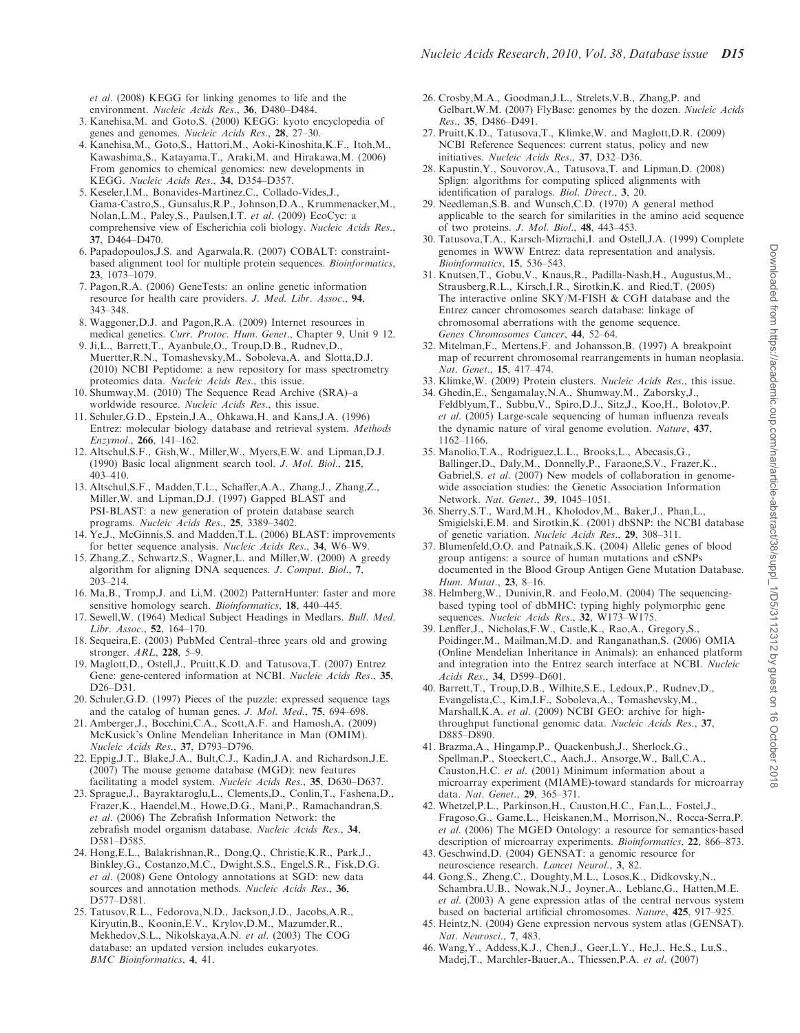*et al*. (2008) KEGG for linking genomes to life and the environment. *Nucleic Acids Res*., **36**, D480–D484.

3. Kanehisa,M. and Goto,S. (2000) KEGG: kyoto encyclopedia of genes and genomes. *Nucleic Acids Res*., **28**, 27–30.
4. Kanehisa,M., Goto,S., Hattori,M., Aoki-Kinoshita,K.F., Itoh,M., Kawashima,S., Katayama,T., Araki,M. and Hirakawa,M. (2006) From genomics to chemical genomics: new developments in KEGG. *Nucleic Acids Res*., **34**, D354–D357.
5. Keseler,I.M., Bonavides-Martinez,C., Collado-Vides,J., Gama-Castro,S., Gunsalus,R.P., Johnson,D.A., Krummenacker,M., Nolan,L.M., Paley,S., Paulsen,I.T. *et al*. (2009) EcoCyc: a comprehensive view of Escherichia coli biology. *Nucleic Acids Res*., **37**, D464–D470.
6. Papadopoulos,J.S. and Agarwala,R. (2007) COBALT: constraint-based alignment tool for multiple protein sequences. *Bioinformatics*, **23**, 1073–1079.
7. Pagon,R.A. (2006) GeneTests: an online genetic information resource for health care providers. *J. Med. Libr. Assoc*., **94**, 343–348.
8. Waggoner,D.J. and Pagon,R.A. (2009) Internet resources in medical genetics. *Curr. Protoc. Hum. Genet*., Chapter 9, Unit 9 12.
9. Ji,L., Barrett,T., Ayanbule,O., Troup,D.B., Rudnev,D., Muertter,R.N., Tomashevsky,M., Soboleva,A. and Slotta,D.J. (2010) NCBI Peptidome: a new repository for mass spectrometry proteomics data. *Nucleic Acids Res*., this issue.
10. Shumway,M. (2010) The Sequence Read Archive (SRA)–a worldwide resource. *Nucleic Acids Res*., this issue.
11. Schuler,G.D., Epstein,J.A., Ohkawa,H. and Kans,J.A. (1996) Entrez: molecular biology database and retrieval system. *Methods Enzymol*., **266**, 141–162.
12. Altschul,S.F., Gish,W., Miller,W., Myers,E.W. and Lipman,D.J. (1990) Basic local alignment search tool. *J. Mol. Biol*., **215**, 403–410.
13. Altschul,S.F., Madden,T.L., Schaffer,A.A., Zhang,J., Zhang,Z., Miller,W. and Lipman,D.J. (1997) Gapped BLAST and PSI-BLAST: a new generation of protein database search programs. *Nucleic Acids Res*., **25**, 3389–3402.
14. Ye,J., McGinnis,S. and Madden,T.L. (2006) BLAST: improvements for better sequence analysis. *Nucleic Acids Res*., **34**, W6–W9.
15. Zhang,Z., Schwartz,S., Wagner,L. and Miller,W. (2000) A greedy algorithm for aligning DNA sequences. *J. Comput. Biol*., **7**, 203–214.
16. Ma,B., Tromp,J. and Li,M. (2002) PatternHunter: faster and more sensitive homology search. *Bioinformatics*, **18**, 440–445.
17. Sewell,W. (1964) Medical Subject Headings in Medlars. *Bull. Med. Libr. Assoc*., **52**, 164–170.
18. Sequeira,E. (2003) PubMed Central–three years old and growing stronger. *ARL*, **228**, 5–9.
19. Maglott,D., Ostell,J., Pruitt,K.D. and Tatusova,T. (2007) Entrez Gene: gene-centered information at NCBI. *Nucleic Acids Res*., **35**, D26–D31.
20. Schuler,G.D. (1997) Pieces of the puzzle: expressed sequence tags and the catalog of human genes. *J. Mol. Med*., **75**, 694–698.
21. Amberger,J., Bocchini,C.A., Scott,A.F. and Hamosh,A. (2009) McKusick's Online Mendelian Inheritance in Man (OMIM). *Nucleic Acids Res*., **37**, D793–D796.
22. Eppig,J.T., Blake,J.A., Bult,C.J., Kadin,J.A. and Richardson,J.E. (2007) The mouse genome database (MGD): new features facilitating a model system. *Nucleic Acids Res*., **35**, D630–D637.
23. Sprague,J., Bayraktaroglu,L., Clements,D., Conlin,T., Fashena,D., Frazer,K., Haendel,M., Howe,D.G., Mani,P., Ramachandran,S. *et al*. (2006) The Zebrafish Information Network: the zebrafish model organism database. *Nucleic Acids Res*., **34**, D581–D585.
24. Hong,E.L., Balakrishnan,R., Dong,Q., Christie,K.R., Park,J., Binkley,G., Costanzo,M.C., Dwight,S.S., Engel,S.R., Fisk,D.G. *et al*. (2008) Gene Ontology annotations at SGD: new data sources and annotation methods. *Nucleic Acids Res*., **36**, D577–D581.
25. Tatusov,R.L., Fedorova,N.D., Jackson,J.D., Jacobs,A.R., Kiryutin,B., Koonin,E.V., Krylov,D.M., Mazumder,R., Mekhedov,S.L., Nikolskaya,A.N. *et al*. (2003) The COG database: an updated version includes eukaryotes. *BMC Bioinformatics*, **4**, 41.
26. Crosby,M.A., Goodman,J.L., Strelets,V.B., Zhang,P. and Gelbart,W.M. (2007) FlyBase: genomes by the dozen. *Nucleic Acids Res*., **35**, D486–D491.
27. Pruitt,K.D., Tatusova,T., Klimke,W. and Maglott,D.R. (2009) NCBI Reference Sequences: current status, policy and new initiatives. *Nucleic Acids Res*., **37**, D32–D36.
28. Kapustin,Y., Souvorov,A., Tatusova,T. and Lipman,D. (2008) Splign: algorithms for computing spliced alignments with identification of paralogs. *Biol. Direct*., **3**, 20.
29. Needleman,S.B. and Wunsch,C.D. (1970) A general method applicable to the search for similarities in the amino acid sequence of two proteins. *J. Mol. Biol*., **48**, 443–453.
30. Tatusova,T.A., Karsch-Mizrachi,I. and Ostell,J.A. (1999) Complete genomes in WWW Entrez: data representation and analysis. *Bioinformatics*, **15**, 536–543.
31. Knutsen,T., Gobu,V., Knaus,R., Padilla-Nash,H., Augustus,M., Strausberg,R.L., Kirsch,I.R., Sirotkin,K. and Ried,T. (2005) The interactive online SKY/M-FISH & CGH database and the Entrez cancer chromosomes search database: linkage of chromosomal aberrations with the genome sequence. *Genes Chromosomes Cancer*, **44**, 52–64.
32. Mitelman,F., Mertens,F. and Johansson,B. (1997) A breakpoint map of recurrent chromosomal rearrangements in human neoplasia. *Nat. Genet*., **15**, 417–474.
33. Klimke,W. (2009) Protein clusters. *Nucleic Acids Res*., this issue.
34. Ghedin,E., Sengamalay,N.A., Shumway,M., Zaborsky,J., Feldblyum,T., Subbu,V., Spiro,D.J., Sitz,J., Koo,H., Bolotov,P. *et al*. (2005) Large-scale sequencing of human influenza reveals the dynamic nature of viral genome evolution. *Nature*, **437**, 1162–1166.
35. Manolio,T.A., Rodriguez,L.L., Brooks,L., Abecasis,G., Ballinger,D., Daly,M., Donnelly,P., Faraone,S.V., Frazer,K., Gabriel,S. *et al*. (2007) New models of collaboration in genome-wide association studies: the Genetic Association Information Network. *Nat. Genet*., **39**, 1045–1051.
36. Sherry,S.T., Ward,M.H., Kholodov,M., Baker,J., Phan,L., Smigielski,E.M. and Sirotkin,K. (2001) dbSNP: the NCBI database of genetic variation. *Nucleic Acids Res*., **29**, 308–311.
37. Blumenfeld,O.O. and Patnaik,S.K. (2004) Allelic genes of blood group antigens: a source of human mutations and cSNPs documented in the Blood Group Antigen Gene Mutation Database. *Hum. Mutat*., **23**, 8–16.
38. Helmberg,W., Dunivin,R. and Feolo,M. (2004) The sequencing-based typing tool of dbMHC: typing highly polymorphic gene sequences. *Nucleic Acids Res*., **32**, W173–W175.
39. Lenffer,J., Nicholas,F.W., Castle,K., Rao,A., Gregory,S., Poidinger,M., Mailman,M.D. and Ranganathan,S. (2006) OMIA (Online Mendelian Inheritance in Animals): an enhanced platform and integration into the Entrez search interface at NCBI. *Nucleic Acids Res*., **34**, D599–D601.
40. Barrett,T., Troup,D.B., Wilhite,S.E., Ledoux,P., Rudnev,D., Evangelista,C., Kim,I.F., Soboleva,A., Tomashevsky,M., Marshall,K.A. *et al*. (2009) NCBI GEO: archive for high-throughput functional genomic data. *Nucleic Acids Res*., **37**, D885–D890.
41. Brazma,A., Hingamp,P., Quackenbush,J., Sherlock,G., Spellman,P., Stoeckert,C., Aach,J., Ansorge,W., Ball,C.A., Causton,H.C. *et al*. (2001) Minimum information about a microarray experiment (MIAME)-toward standards for microarray data. *Nat. Genet*., **29**, 365–371.
42. Whetzel,P.L., Parkinson,H., Causton,H.C., Fan,L., Fostel,J., Fragoso,G., Game,L., Heiskanen,M., Morrison,N., Rocca-Serra,P. *et al*. (2006) The MGED Ontology: a resource for semantics-based description of microarray experiments. *Bioinformatics*, **22**, 866–873.
43. Geschwind,D. (2004) GENSAT: a genomic resource for neuroscience research. *Lancet Neurol*., **3**, 82.
44. Gong,S., Zheng,C., Doughty,M.L., Losos,K., Didkovsky,N., Schambra,U.B., Nowak,N.J., Joyner,A., Leblanc,G., Hatten,M.E. *et al*. (2003) A gene expression atlas of the central nervous system based on bacterial artificial chromosomes. *Nature*, **425**, 917–925.
45. Heintz,N. (2004) Gene expression nervous system atlas (GENSAT). *Nat. Neurosci*., **7**, 483.
46. Wang,Y., Addess,K.J., Chen,J., Geer,L.Y., He,J., He,S., Lu,S., Madej,T., Marchler-Bauer,A., Thiessen,P.A. *et al*. (2007)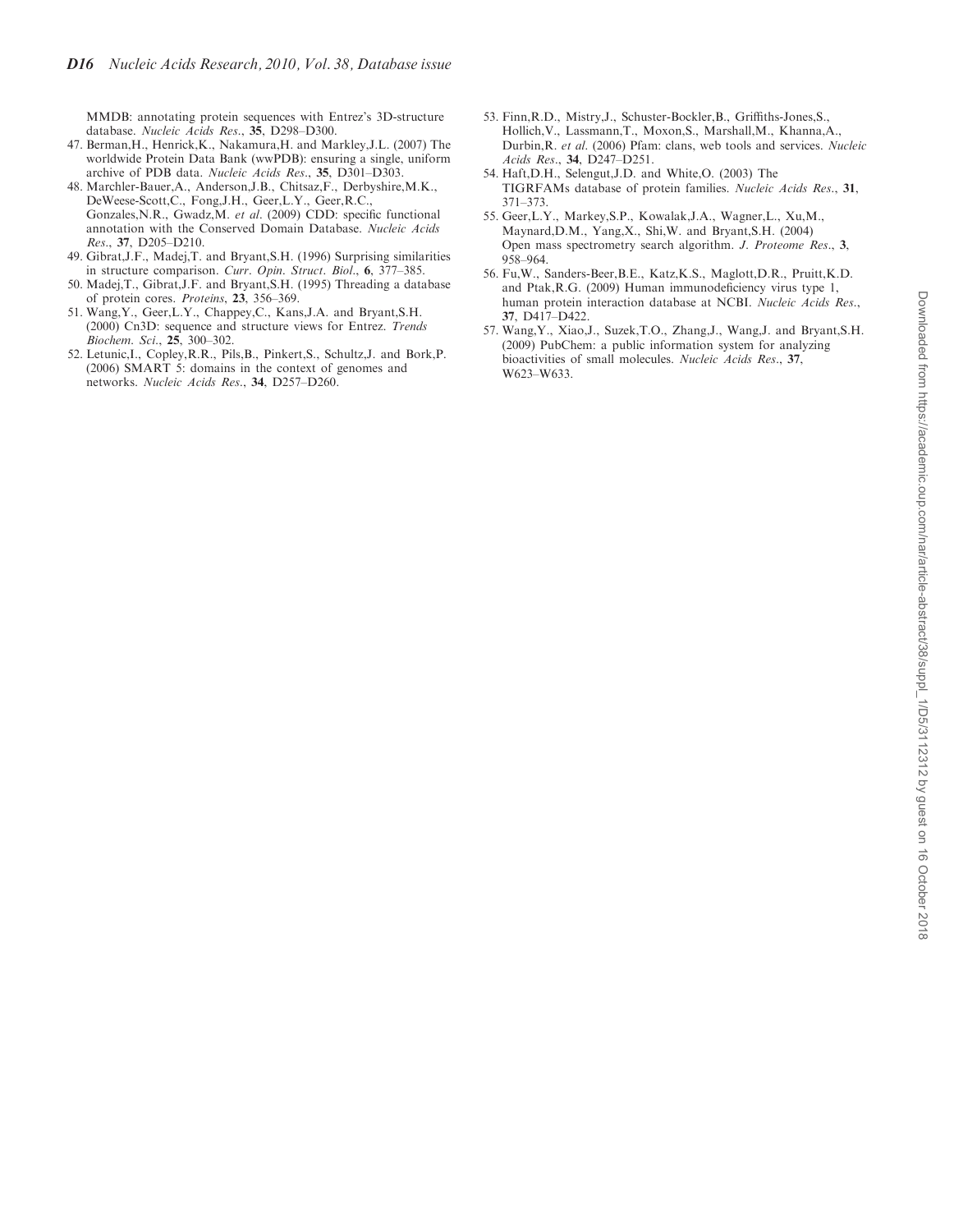MMDB: annotating protein sequences with Entrez's 3D-structure database. *Nucleic Acids Res.*, **35**, D298–D300.

47. Berman,H., Henrick,K., Nakamura,H. and Markley,J.L. (2007) The worldwide Protein Data Bank (wwPDB): ensuring a single, uniform archive of PDB data. *Nucleic Acids Res.*, **35**, D301–D303.
48. Marchler-Bauer,A., Anderson,J.B., Chitsaz,F., Derbyshire,M.K., DeWeese-Scott,C., Fong,J.H., Geer,L.Y., Geer,R.C., Gonzales,N.R., Gwadz,M. *et al*. (2009) CDD: specific functional annotation with the Conserved Domain Database. *Nucleic Acids Res.*, **37**, D205–D210.
49. Gibrat,J.F., Madej,T. and Bryant,S.H. (1996) Surprising similarities in structure comparison. *Curr. Opin. Struct. Biol.*, **6**, 377–385.
50. Madej,T., Gibrat,J.F. and Bryant,S.H. (1995) Threading a database of protein cores. *Proteins*, **23**, 356–369.
51. Wang,Y., Geer,L.Y., Chappey,C., Kans,J.A. and Bryant,S.H. (2000) Cn3D: sequence and structure views for Entrez. *Trends Biochem. Sci.*, **25**, 300–302.
52. Letunic,I., Copley,R.R., Pils,B., Pinkert,S., Schultz,J. and Bork,P. (2006) SMART 5: domains in the context of genomes and networks. *Nucleic Acids Res.*, **34**, D257–D260.
53. Finn,R.D., Mistry,J., Schuster-Bockler,B., Griffiths-Jones,S., Hollich,V., Lassmann,T., Moxon,S., Marshall,M., Khanna,A., Durbin,R. *et al*. (2006) Pfam: clans, web tools and services. *Nucleic Acids Res.*, **34**, D247–D251.
54. Haft,D.H., Selengut,J.D. and White,O. (2003) The TIGRFAMs database of protein families. *Nucleic Acids Res.*, **31**, 371–373.
55. Geer,L.Y., Markey,S.P., Kowalak,J.A., Wagner,L., Xu,M., Maynard,D.M., Yang,X., Shi,W. and Bryant,S.H. (2004) Open mass spectrometry search algorithm. *J. Proteome Res.*, **3**, 958–964.
56. Fu,W., Sanders-Beer,B.E., Katz,K.S., Maglott,D.R., Pruitt,K.D. and Ptak,R.G. (2009) Human immunodeficiency virus type 1, human protein interaction database at NCBI. *Nucleic Acids Res.*, **37**, D417–D422.
57. Wang,Y., Xiao,J., Suzek,T.O., Zhang,J., Wang,J. and Bryant,S.H. (2009) PubChem: a public information system for analyzing bioactivities of small molecules. *Nucleic Acids Res.*, **37**, W623–W633.